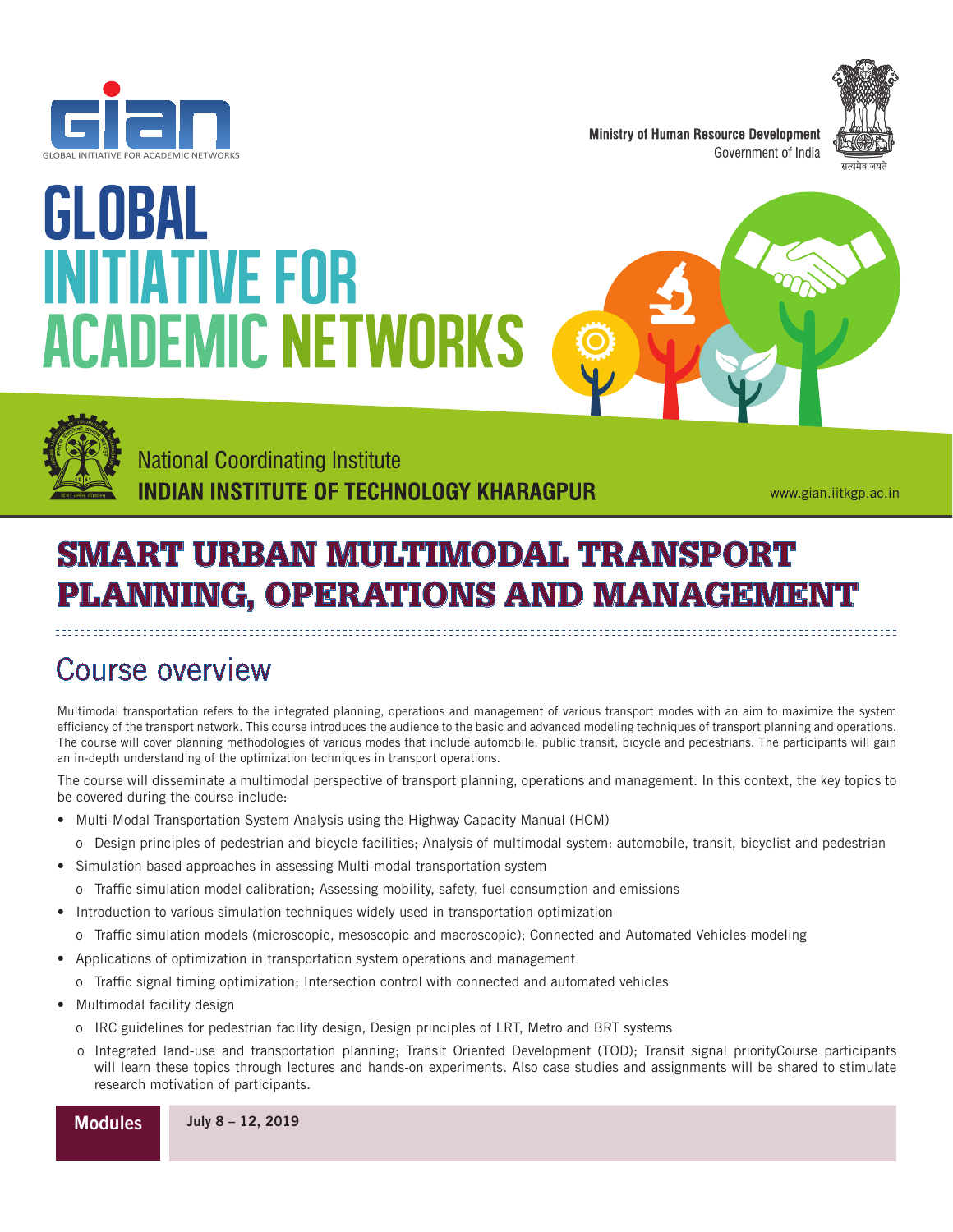GLOBAL INITIATIVE FOR ACADEMIC NETWORKS

Ministry of Human Resource Development
Government of India

# GLOBAL INITIATIVE FOR ACADEMIC NETWORKS

National Coordinating Institute
**INDIAN INSTITUTE OF TECHNOLOGY KHARAGPUR**

www.gian.iitkgp.ac.in

# SMART URBAN MULTIMODAL TRANSPORT PLANNING, OPERATIONS AND MANAGEMENT

## Course overview

Multimodal transportation refers to the integrated planning, operations and management of various transport modes with an aim to maximize the system efficiency of the transport network. This course introduces the audience to the basic and advanced modeling techniques of transport planning and operations. The course will cover planning methodologies of various modes that include automobile, public transit, bicycle and pedestrians. The participants will gain an in-depth understanding of the optimization techniques in transport operations.

The course will disseminate a multimodal perspective of transport planning, operations and management. In this context, the key topics to be covered during the course include:

- Multi-Modal Transportation System Analysis using the Highway Capacity Manual (HCM)
  - o Design principles of pedestrian and bicycle facilities; Analysis of multimodal system: automobile, transit, bicyclist and pedestrian
- Simulation based approaches in assessing Multi-modal transportation system
  - o Traffic simulation model calibration; Assessing mobility, safety, fuel consumption and emissions
- Introduction to various simulation techniques widely used in transportation optimization
  - o Traffic simulation models (microscopic, mesoscopic and macroscopic); Connected and Automated Vehicles modeling
- Applications of optimization in transportation system operations and management
  - o Traffic signal timing optimization; Intersection control with connected and automated vehicles
- Multimodal facility design
  - o IRC guidelines for pedestrian facility design, Design principles of LRT, Metro and BRT systems
  - o Integrated land-use and transportation planning; Transit Oriented Development (TOD); Transit signal priorityCourse participants will learn these topics through lectures and hands-on experiments. Also case studies and assignments will be shared to stimulate research motivation of participants.

| **Modules** | **July 8 – 12, 2019** |
|---|---|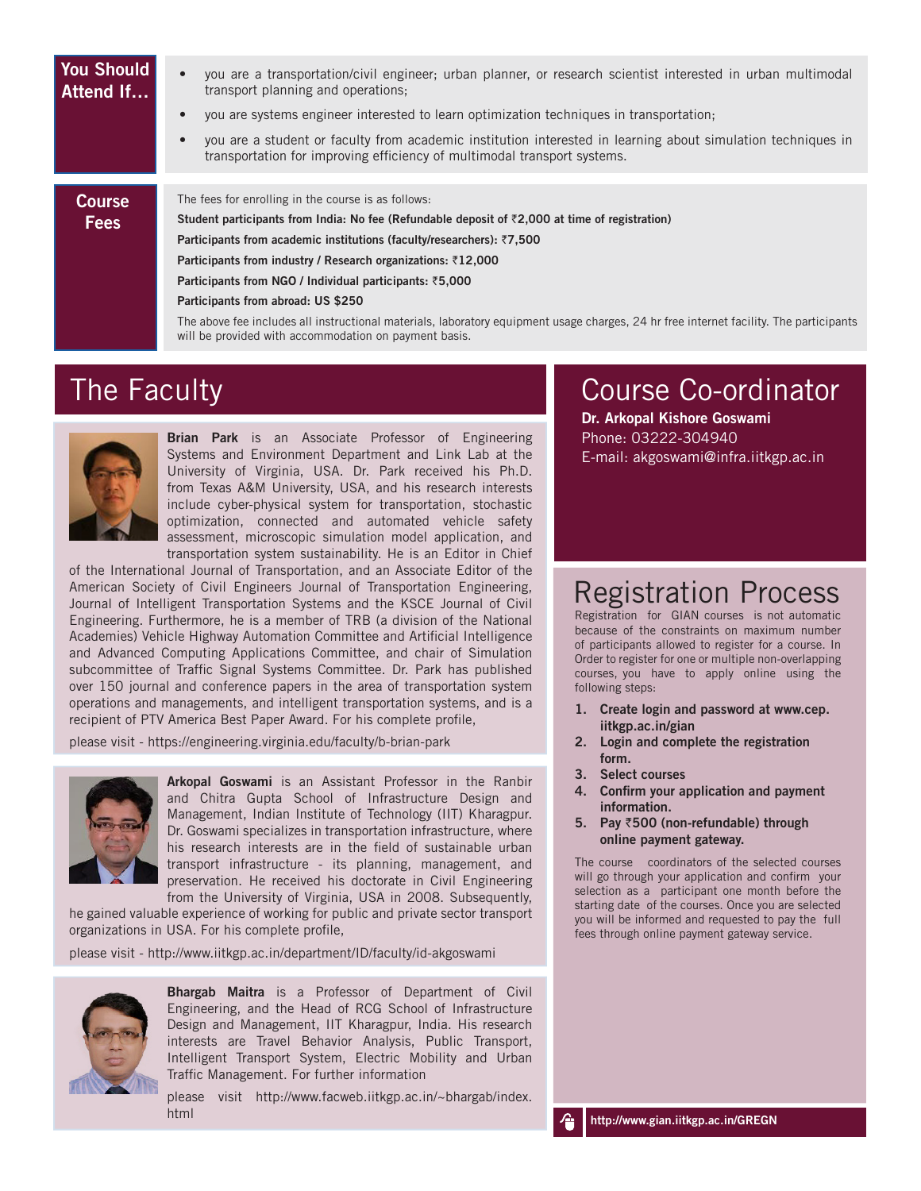## You Should Attend If…

- you are a transportation/civil engineer; urban planner, or research scientist interested in urban multimodal transport planning and operations;
- you are systems engineer interested to learn optimization techniques in transportation;
- you are a student or faculty from academic institution interested in learning about simulation techniques in transportation for improving efficiency of multimodal transport systems.

## Course Fees

The fees for enrolling in the course is as follows:

**Student participants from India: No fee (Refundable deposit of ₹2,000 at time of registration)**

**Participants from academic institutions (faculty/researchers): ₹7,500**

**Participants from industry / Research organizations: ₹12,000**

**Participants from NGO / Individual participants: ₹5,000**

**Participants from abroad: US $250**

The above fee includes all instructional materials, laboratory equipment usage charges, 24 hr free internet facility. The participants will be provided with accommodation on payment basis.

# The Faculty

**Brian Park** is an Associate Professor of Engineering Systems and Environment Department and Link Lab at the University of Virginia, USA. Dr. Park received his Ph.D. from Texas A&M University, USA, and his research interests include cyber-physical system for transportation, stochastic optimization, connected and automated vehicle safety assessment, microscopic simulation model application, and transportation system sustainability. He is an Editor in Chief of the International Journal of Transportation, and an Associate Editor of the American Society of Civil Engineers Journal of Transportation Engineering, Journal of Intelligent Transportation Systems and the KSCE Journal of Civil Engineering. Furthermore, he is a member of TRB (a division of the National Academies) Vehicle Highway Automation Committee and Artificial Intelligence and Advanced Computing Applications Committee, and chair of Simulation subcommittee of Traffic Signal Systems Committee. Dr. Park has published over 150 journal and conference papers in the area of transportation system operations and managements, and intelligent transportation systems, and is a recipient of PTV America Best Paper Award. For his complete profile,

please visit - https://engineering.virginia.edu/faculty/b-brian-park

**Arkopal Goswami** is an Assistant Professor in the Ranbir and Chitra Gupta School of Infrastructure Design and Management, Indian Institute of Technology (IIT) Kharagpur. Dr. Goswami specializes in transportation infrastructure, where his research interests are in the field of sustainable urban transport infrastructure - its planning, management, and preservation. He received his doctorate in Civil Engineering from the University of Virginia, USA in 2008. Subsequently, he gained valuable experience of working for public and private sector transport organizations in USA. For his complete profile,

please visit - http://www.iitkgp.ac.in/department/ID/faculty/id-akgoswami

**Bhargab Maitra** is a Professor of Department of Civil Engineering, and the Head of RCG School of Infrastructure Design and Management, IIT Kharagpur, India. His research interests are Travel Behavior Analysis, Public Transport, Intelligent Transport System, Electric Mobility and Urban Traffic Management. For further information

please visit http://www.facweb.iitkgp.ac.in/~bhargab/index.html

# Course Co-ordinator

**Dr. Arkopal Kishore Goswami**
Phone: 03222-304940
E-mail: akgoswami@infra.iitkgp.ac.in

# Registration Process

Registration for GIAN courses is not automatic because of the constraints on maximum number of participants allowed to register for a course. In Order to register for one or multiple non-overlapping courses, you have to apply online using the following steps:

1. **Create login and password at www.cep.iitkgp.ac.in/gian**
2. **Login and complete the registration form.**
3. **Select courses**
4. **Confirm your application and payment information.**
5. **Pay ₹500 (non-refundable) through online payment gateway.**

The course coordinators of the selected courses will go through your application and confirm your selection as a participant one month before the starting date of the courses. Once you are selected you will be informed and requested to pay the full fees through online payment gateway service.

**http://www.gian.iitkgp.ac.in/GREGN**